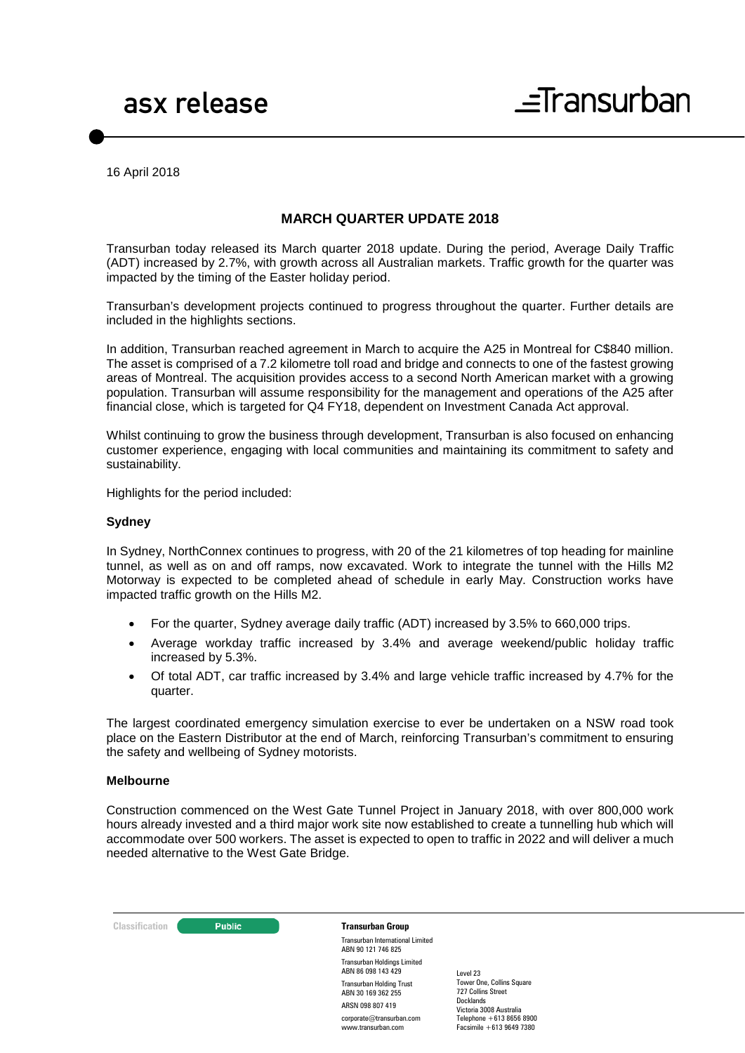asx release

Transurban

16 April 2018

## MARCH QUARTER UPDATE 2018

Transurban today released its March quarter 2018 update. During the period, Average Daily Traffic (ADT) increased by 2.7%, with growth across all Australian markets. Traffic growth for the quarter was impacted by the timing of the Easter holiday period.

Transurban's development projects continued to progress throughout the quarter. Further details are included in the highlights sections.

In addition, Transurban reached agreement in March to acquire the A25 in Montreal for C$840 million. The asset is comprised of a 7.2 kilometre toll road and bridge and connects to one of the fastest growing areas of Montreal. The acquisition provides access to a second North American market with a growing population. Transurban will assume responsibility for the management and operations of the A25 after financial close, which is targeted for Q4 FY18, dependent on Investment Canada Act approval.

Whilst continuing to grow the business through development, Transurban is also focused on enhancing customer experience, engaging with local communities and maintaining its commitment to safety and sustainability.

Highlights for the period included:

### Sydney

In Sydney, NorthConnex continues to progress, with 20 of the 21 kilometres of top heading for mainline tunnel, as well as on and off ramps, now excavated. Work to integrate the tunnel with the Hills M2 Motorway is expected to be completed ahead of schedule in early May. Construction works have impacted traffic growth on the Hills M2.

- For the quarter, Sydney average daily traffic (ADT) increased by 3.5% to 660,000 trips.
- Average workday traffic increased by 3.4% and average weekend/public holiday traffic increased by 5.3%.
- Of total ADT, car traffic increased by 3.4% and large vehicle traffic increased by 4.7% for the quarter.

The largest coordinated emergency simulation exercise to ever be undertaken on a NSW road took place on the Eastern Distributor at the end of March, reinforcing Transurban's commitment to ensuring the safety and wellbeing of Sydney motorists.

### Melbourne

Construction commenced on the West Gate Tunnel Project in January 2018, with over 800,000 work hours already invested and a third major work site now established to create a tunnelling hub which will accommodate over 500 workers. The asset is expected to open to traffic in 2022 and will deliver a much needed alternative to the West Gate Bridge.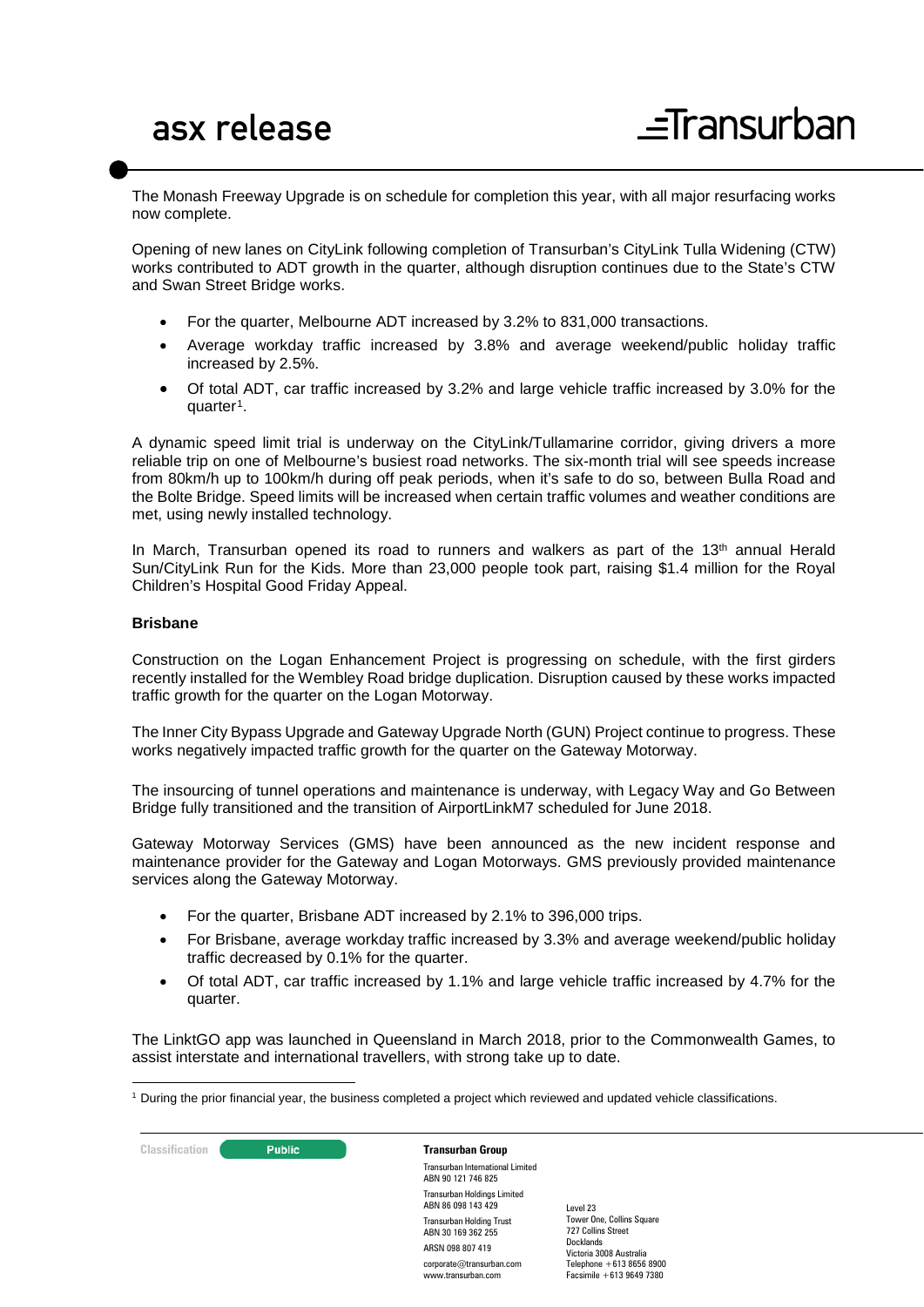The Monash Freeway Upgrade is on schedule for completion this year, with all major resurfacing works now complete.

Opening of new lanes on CityLink following completion of Transurban's CityLink Tulla Widening (CTW) works contributed to ADT growth in the quarter, although disruption continues due to the State's CTW and Swan Street Bridge works.

- For the quarter, Melbourne ADT increased by 3.2% to 831,000 transactions.
- Average workday traffic increased by 3.8% and average weekend/public holiday traffic increased by 2.5%.
- Of total ADT, car traffic increased by 3.2% and large vehicle traffic increased by 3.0% for the quarter[1].

A dynamic speed limit trial is underway on the CityLink/Tullamarine corridor, giving drivers a more reliable trip on one of Melbourne's busiest road networks. The six-month trial will see speeds increase from 80km/h up to 100km/h during off peak periods, when it's safe to do so, between Bulla Road and the Bolte Bridge. Speed limits will be increased when certain traffic volumes and weather conditions are met, using newly installed technology.

In March, Transurban opened its road to runners and walkers as part of the 13th annual Herald Sun/CityLink Run for the Kids. More than 23,000 people took part, raising $1.4 million for the Royal Children's Hospital Good Friday Appeal.

**Brisbane**

Construction on the Logan Enhancement Project is progressing on schedule, with the first girders recently installed for the Wembley Road bridge duplication. Disruption caused by these works impacted traffic growth for the quarter on the Logan Motorway.

The Inner City Bypass Upgrade and Gateway Upgrade North (GUN) Project continue to progress. These works negatively impacted traffic growth for the quarter on the Gateway Motorway.

The insourcing of tunnel operations and maintenance is underway, with Legacy Way and Go Between Bridge fully transitioned and the transition of AirportLinkM7 scheduled for June 2018.

Gateway Motorway Services (GMS) have been announced as the new incident response and maintenance provider for the Gateway and Logan Motorways. GMS previously provided maintenance services along the Gateway Motorway.

- For the quarter, Brisbane ADT increased by 2.1% to 396,000 trips.
- For Brisbane, average workday traffic increased by 3.3% and average weekend/public holiday traffic decreased by 0.1% for the quarter.
- Of total ADT, car traffic increased by 1.1% and large vehicle traffic increased by 4.7% for the quarter.

The LinktGO app was launched in Queensland in March 2018, prior to the Commonwealth Games, to assist interstate and international travellers, with strong take up to date.

[1] During the prior financial year, the business completed a project which reviewed and updated vehicle classifications.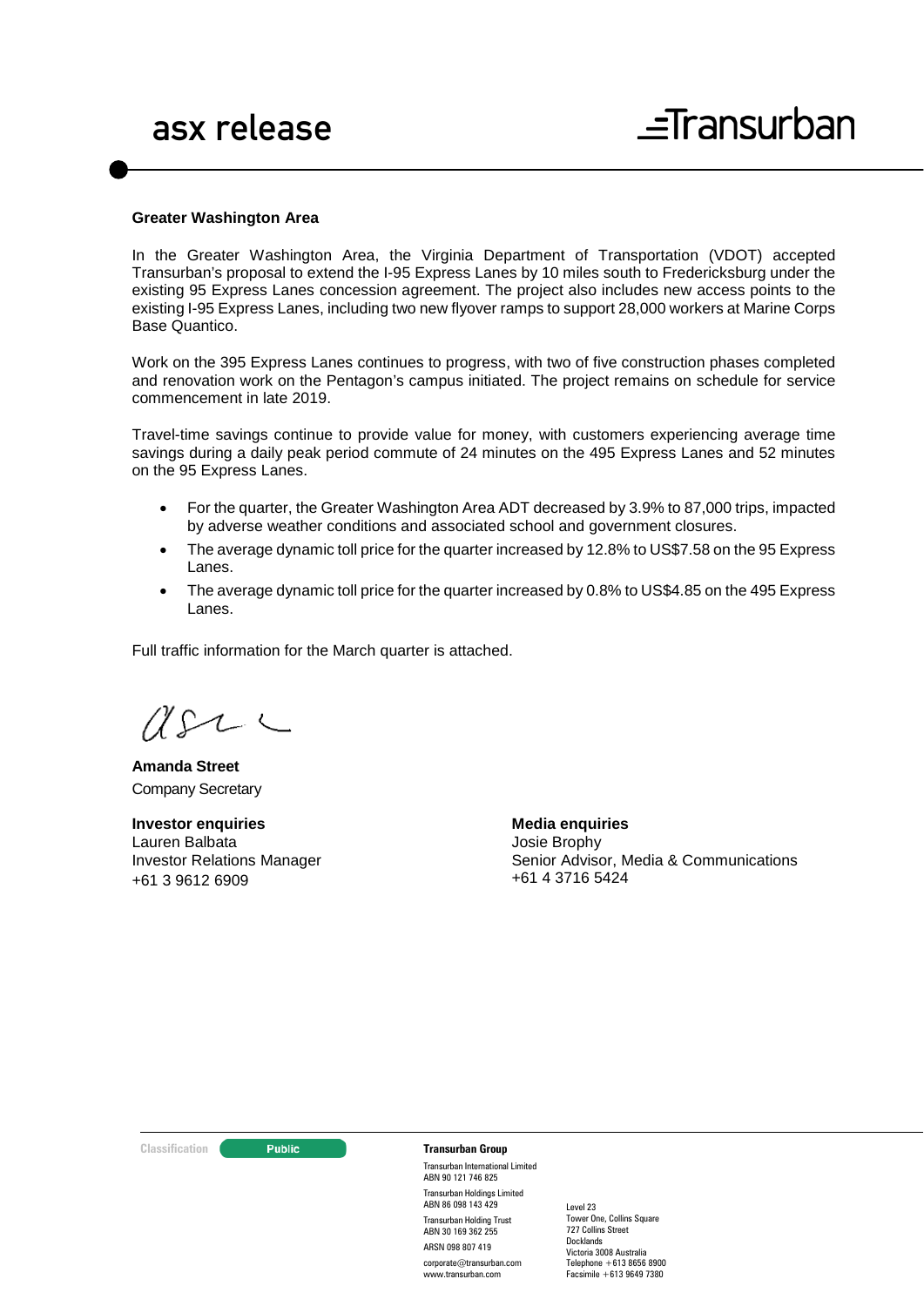### Greater Washington Area

In the Greater Washington Area, the Virginia Department of Transportation (VDOT) accepted Transurban's proposal to extend the I-95 Express Lanes by 10 miles south to Fredericksburg under the existing 95 Express Lanes concession agreement. The project also includes new access points to the existing I-95 Express Lanes, including two new flyover ramps to support 28,000 workers at Marine Corps Base Quantico.

Work on the 395 Express Lanes continues to progress, with two of five construction phases completed and renovation work on the Pentagon's campus initiated. The project remains on schedule for service commencement in late 2019.

Travel-time savings continue to provide value for money, with customers experiencing average time savings during a daily peak period commute of 24 minutes on the 495 Express Lanes and 52 minutes on the 95 Express Lanes.

- For the quarter, the Greater Washington Area ADT decreased by 3.9% to 87,000 trips, impacted by adverse weather conditions and associated school and government closures.
- The average dynamic toll price for the quarter increased by 12.8% to US$7.58 on the 95 Express Lanes.
- The average dynamic toll price for the quarter increased by 0.8% to US$4.85 on the 495 Express Lanes.

Full traffic information for the March quarter is attached.

**Amanda Street**
Company Secretary

**Investor enquiries**
Lauren Balbata
Investor Relations Manager
+61 3 9612 6909

**Media enquiries**
Josie Brophy
Senior Advisor, Media & Communications
+61 4 3716 5424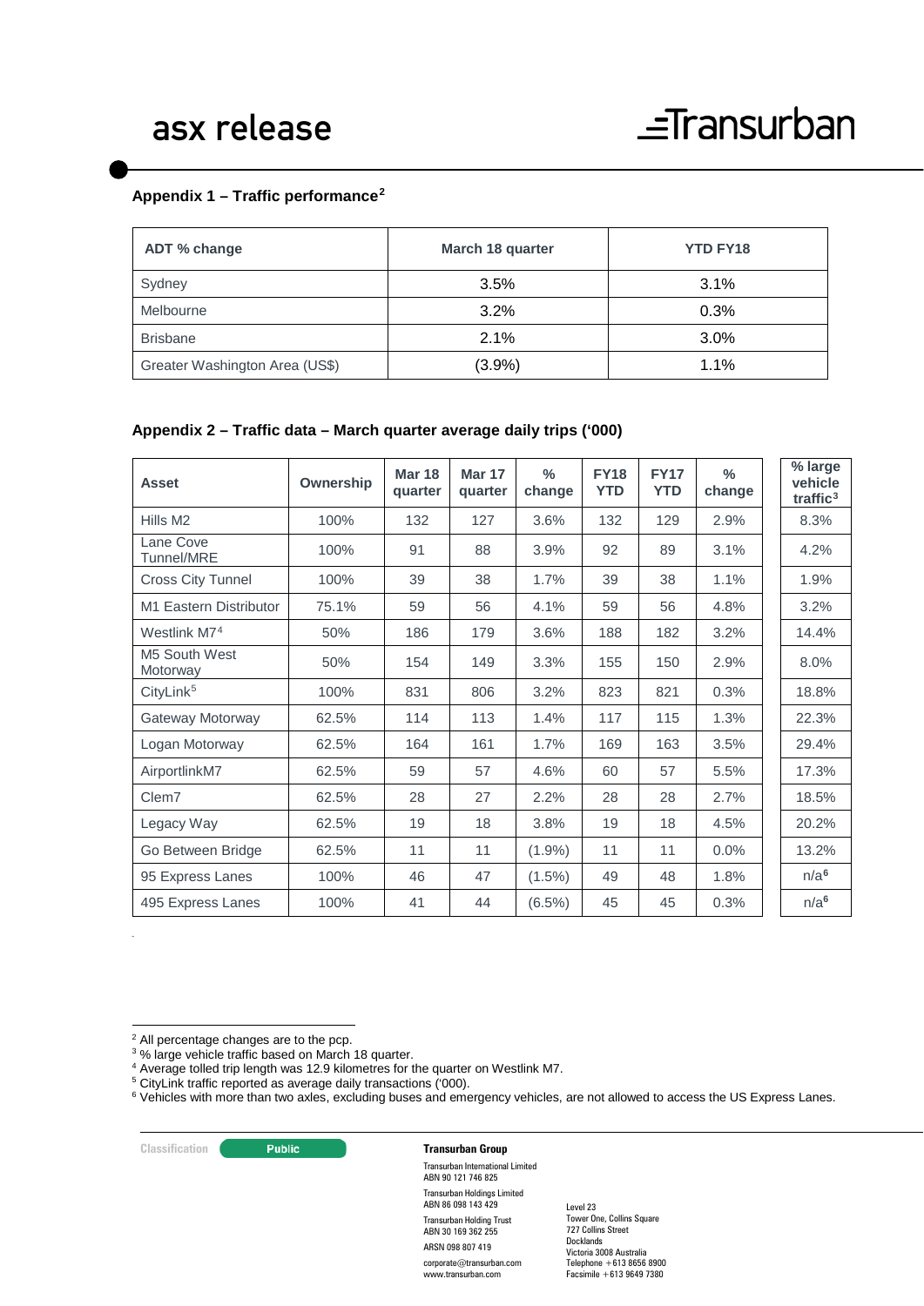## Appendix 1 – Traffic performance[2]

| ADT % change | March 18 quarter | YTD FY18 |
|---|---|---|
| Sydney | 3.5% | 3.1% |
| Melbourne | 3.2% | 0.3% |
| Brisbane | 2.1% | 3.0% |
| Greater Washington Area (US$) | (3.9%) | 1.1% |

## Appendix 2 – Traffic data – March quarter average daily trips ('000)

| Asset | Ownership | Mar 18 quarter | Mar 17 quarter | % change | FY18 YTD | FY17 YTD | % change | % large vehicle traffic[3] |
|---|---|---|---|---|---|---|---|---|
| Hills M2 | 100% | 132 | 127 | 3.6% | 132 | 129 | 2.9% | 8.3% |
| Lane Cove Tunnel/MRE | 100% | 91 | 88 | 3.9% | 92 | 89 | 3.1% | 4.2% |
| Cross City Tunnel | 100% | 39 | 38 | 1.7% | 39 | 38 | 1.1% | 1.9% |
| M1 Eastern Distributor | 75.1% | 59 | 56 | 4.1% | 59 | 56 | 4.8% | 3.2% |
| Westlink M7[4] | 50% | 186 | 179 | 3.6% | 188 | 182 | 3.2% | 14.4% |
| M5 South West Motorway | 50% | 154 | 149 | 3.3% | 155 | 150 | 2.9% | 8.0% |
| CityLink[5] | 100% | 831 | 806 | 3.2% | 823 | 821 | 0.3% | 18.8% |
| Gateway Motorway | 62.5% | 114 | 113 | 1.4% | 117 | 115 | 1.3% | 22.3% |
| Logan Motorway | 62.5% | 164 | 161 | 1.7% | 169 | 163 | 3.5% | 29.4% |
| AirportlinkM7 | 62.5% | 59 | 57 | 4.6% | 60 | 57 | 5.5% | 17.3% |
| Clem7 | 62.5% | 28 | 27 | 2.2% | 28 | 28 | 2.7% | 18.5% |
| Legacy Way | 62.5% | 19 | 18 | 3.8% | 19 | 18 | 4.5% | 20.2% |
| Go Between Bridge | 62.5% | 11 | 11 | (1.9%) | 11 | 11 | 0.0% | 13.2% |
| 95 Express Lanes | 100% | 46 | 47 | (1.5%) | 49 | 48 | 1.8% | n/a[6] |
| 495 Express Lanes | 100% | 41 | 44 | (6.5%) | 45 | 45 | 0.3% | n/a[6] |

[2] All percentage changes are to the pcp.
[3] % large vehicle traffic based on March 18 quarter.
[4] Average tolled trip length was 12.9 kilometres for the quarter on Westlink M7.
[5] CityLink traffic reported as average daily transactions ('000).
[6] Vehicles with more than two axles, excluding buses and emergency vehicles, are not allowed to access the US Express Lanes.